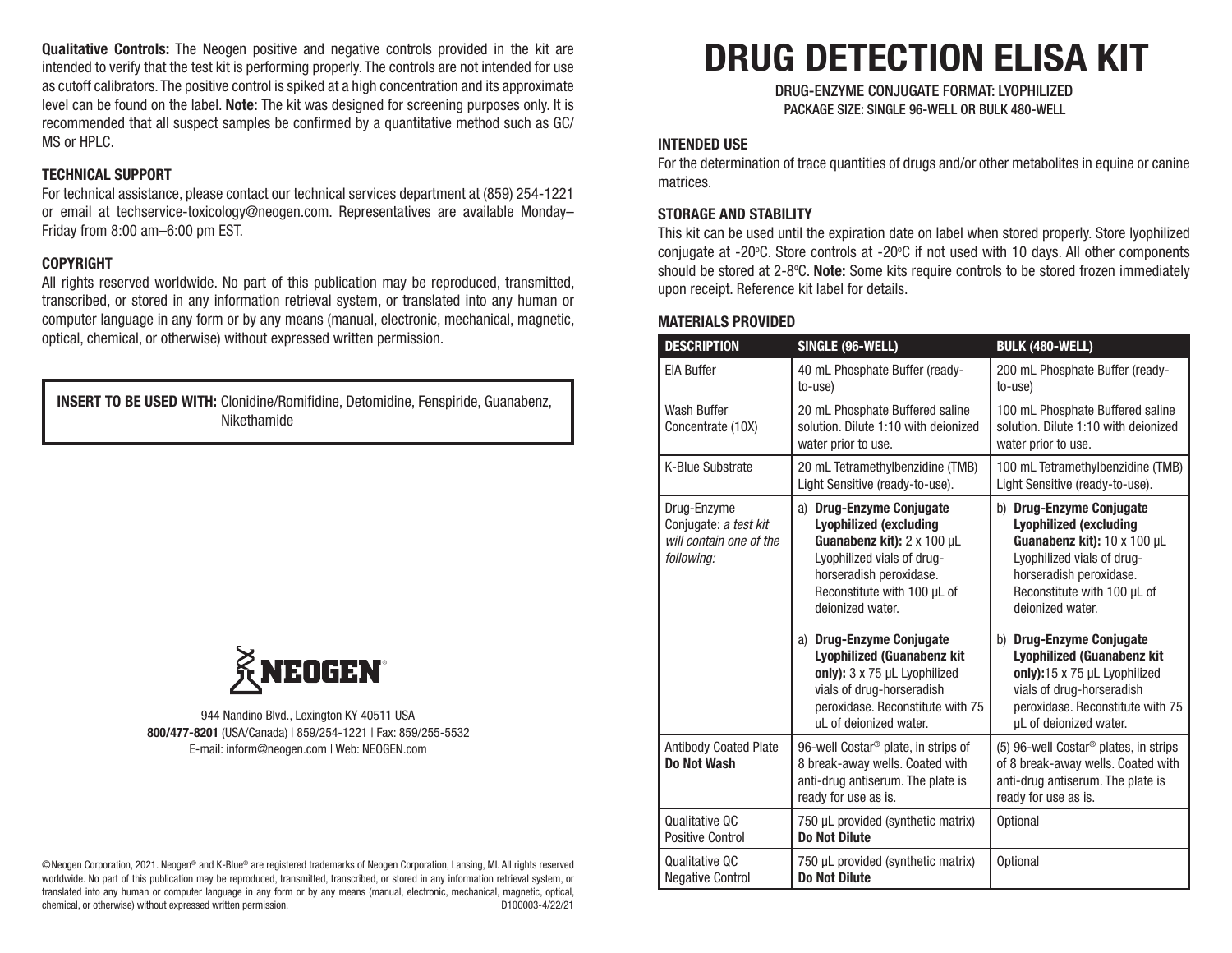**Qualitative Controls:** The Neogen positive and negative controls provided in the kit are intended to verify that the test kit is performing properly. The controls are not intended for use as cutoff calibrators. The positive control is spiked at a high concentration and its approximate level can be found on the label. **Note:** The kit was designed for screening purposes only. It is recommended that all suspect samples be confirmed by a quantitative method such as GC/MS or HPLC.

### TECHNICAL SUPPORT

For technical assistance, please contact our technical services department at (859) 254-1221 or email at techservice-toxicology@neogen.com. Representatives are available Monday–Friday from 8:00 am–6:00 pm EST.

### COPYRIGHT

All rights reserved worldwide. No part of this publication may be reproduced, transmitted, transcribed, or stored in any information retrieval system, or translated into any human or computer language in any form or by any means (manual, electronic, mechanical, magnetic, optical, chemical, or otherwise) without expressed written permission.

**INSERT TO BE USED WITH:** Clonidine/Romifidine, Detomidine, Fenspiride, Guanabenz, Nikethamide

NEOGEN

944 Nandino Blvd., Lexington KY 40511 USA
**800/477-8201** (USA/Canada) | 859/254-1221 | Fax: 859/255-5532
E-mail: inform@neogen.com | Web: NEOGEN.com

©Neogen Corporation, 2021. Neogen® and K-Blue® are registered trademarks of Neogen Corporation, Lansing, MI. All rights reserved worldwide. No part of this publication may be reproduced, transmitted, transcribed, or stored in any information retrieval system, or translated into any human or computer language in any form or by any means (manual, electronic, mechanical, magnetic, optical, chemical, or otherwise) without expressed written permission. D100003-4/22/21

# DRUG DETECTION ELISA KIT

DRUG-ENZYME CONJUGATE FORMAT: LYOPHILIZED
PACKAGE SIZE: SINGLE 96-WELL OR BULK 480-WELL

### INTENDED USE

For the determination of trace quantities of drugs and/or other metabolites in equine or canine matrices.

### STORAGE AND STABILITY

This kit can be used until the expiration date on label when stored properly. Store lyophilized conjugate at -20ºC. Store controls at -20ºC if not used with 10 days. All other components should be stored at 2-8ºC. **Note:** Some kits require controls to be stored frozen immediately upon receipt. Reference kit label for details.

### MATERIALS PROVIDED

| DESCRIPTION | SINGLE (96-WELL) | BULK (480-WELL) |
|---|---|---|
| EIA Buffer | 40 mL Phosphate Buffer (ready-to-use) | 200 mL Phosphate Buffer (ready-to-use) |
| Wash Buffer Concentrate (10X) | 20 mL Phosphate Buffered saline solution. Dilute 1:10 with deionized water prior to use. | 100 mL Phosphate Buffered saline solution. Dilute 1:10 with deionized water prior to use. |
| K-Blue Substrate | 20 mL Tetramethylbenzidine (TMB) Light Sensitive (ready-to-use). | 100 mL Tetramethylbenzidine (TMB) Light Sensitive (ready-to-use). |
| Drug-Enzyme Conjugate: *a test kit will contain one of the following:* | a) **Drug-Enzyme Conjugate Lyophilized (excluding Guanabenz kit):** 2 x 100 µL Lyophilized vials of drug-horseradish peroxidase. Reconstitute with 100 µL of deionized water.<br><br>a) **Drug-Enzyme Conjugate Lyophilized (Guanabenz kit only):** 3 x 75 µL Lyophilized vials of drug-horseradish peroxidase. Reconstitute with 75 uL of deionized water. | b) **Drug-Enzyme Conjugate Lyophilized (excluding Guanabenz kit):** 10 x 100 µL Lyophilized vials of drug-horseradish peroxidase. Reconstitute with 100 µL of deionized water.<br><br>b) **Drug-Enzyme Conjugate Lyophilized (Guanabenz kit only):**15 x 75 µL Lyophilized vials of drug-horseradish peroxidase. Reconstitute with 75 µL of deionized water. |
| Antibody Coated Plate **Do Not Wash** | 96-well Costar® plate, in strips of 8 break-away wells. Coated with anti-drug antiserum. The plate is ready for use as is. | (5) 96-well Costar® plates, in strips of 8 break-away wells. Coated with anti-drug antiserum. The plate is ready for use as is. |
| Qualitative QC Positive Control | 750 µL provided (synthetic matrix) **Do Not Dilute** | Optional |
| Qualitative QC Negative Control | 750 µL provided (synthetic matrix) **Do Not Dilute** | Optional |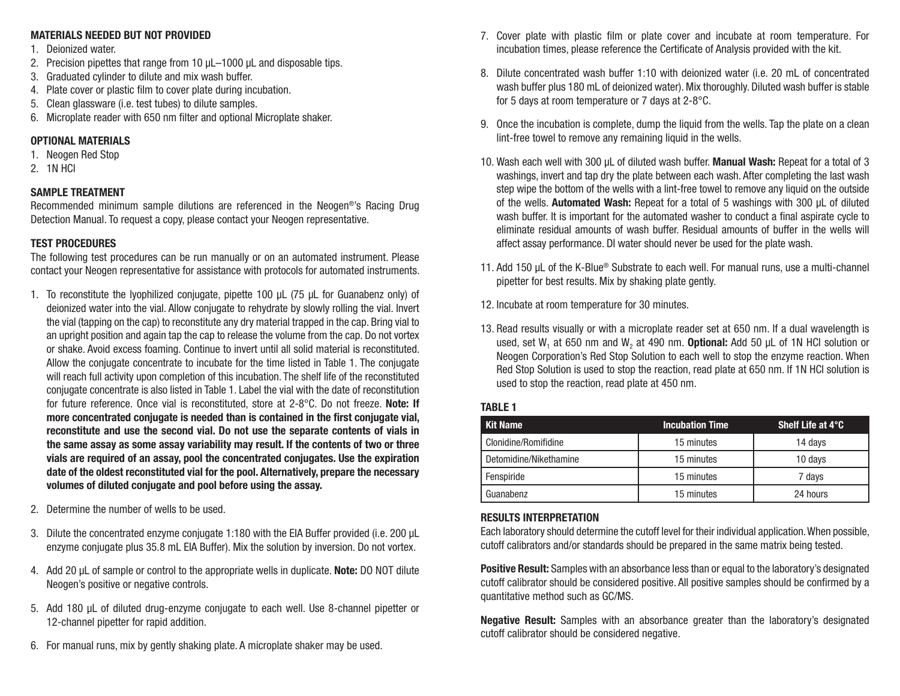### MATERIALS NEEDED BUT NOT PROVIDED

1. Deionized water.
2. Precision pipettes that range from 10 µL–1000 µL and disposable tips.
3. Graduated cylinder to dilute and mix wash buffer.
4. Plate cover or plastic film to cover plate during incubation.
5. Clean glassware (i.e. test tubes) to dilute samples.
6. Microplate reader with 650 nm filter and optional Microplate shaker.

### OPTIONAL MATERIALS

1. Neogen Red Stop
2. 1N HCl

### SAMPLE TREATMENT

Recommended minimum sample dilutions are referenced in the Neogen®'s Racing Drug Detection Manual. To request a copy, please contact your Neogen representative.

### TEST PROCEDURES

The following test procedures can be run manually or on an automated instrument. Please contact your Neogen representative for assistance with protocols for automated instruments.

1. To reconstitute the lyophilized conjugate, pipette 100 µL (75 µL for Guanabenz only) of deionized water into the vial. Allow conjugate to rehydrate by slowly rolling the vial. Invert the vial (tapping on the cap) to reconstitute any dry material trapped in the cap. Bring vial to an upright position and again tap the cap to release the volume from the cap. Do not vortex or shake. Avoid excess foaming. Continue to invert until all solid material is reconstituted. Allow the conjugate concentrate to incubate for the time listed in Table 1. The conjugate will reach full activity upon completion of this incubation. The shelf life of the reconstituted conjugate concentrate is also listed in Table 1. Label the vial with the date of reconstitution for future reference. Once vial is reconstituted, store at 2-8°C. Do not freeze. **Note: If more concentrated conjugate is needed than is contained in the first conjugate vial, reconstitute and use the second vial. Do not use the separate contents of vials in the same assay as some assay variability may result. If the contents of two or three vials are required of an assay, pool the concentrated conjugates. Use the expiration date of the oldest reconstituted vial for the pool. Alternatively, prepare the necessary volumes of diluted conjugate and pool before using the assay.**
2. Determine the number of wells to be used.
3. Dilute the concentrated enzyme conjugate 1:180 with the EIA Buffer provided (i.e. 200 µL enzyme conjugate plus 35.8 mL EIA Buffer). Mix the solution by inversion. Do not vortex.
4. Add 20 µL of sample or control to the appropriate wells in duplicate. **Note:** DO NOT dilute Neogen's positive or negative controls.
5. Add 180 µL of diluted drug-enzyme conjugate to each well. Use 8-channel pipetter or 12-channel pipetter for rapid addition.
6. For manual runs, mix by gently shaking plate. A microplate shaker may be used.
7. Cover plate with plastic film or plate cover and incubate at room temperature. For incubation times, please reference the Certificate of Analysis provided with the kit.
8. Dilute concentrated wash buffer 1:10 with deionized water (i.e. 20 mL of concentrated wash buffer plus 180 mL of deionized water). Mix thoroughly. Diluted wash buffer is stable for 5 days at room temperature or 7 days at 2-8°C.
9. Once the incubation is complete, dump the liquid from the wells. Tap the plate on a clean lint-free towel to remove any remaining liquid in the wells.
10. Wash each well with 300 µL of diluted wash buffer. **Manual Wash:** Repeat for a total of 3 washings, invert and tap dry the plate between each wash. After completing the last wash step wipe the bottom of the wells with a lint-free towel to remove any liquid on the outside of the wells. **Automated Wash:** Repeat for a total of 5 washings with 300 µL of diluted wash buffer. It is important for the automated washer to conduct a final aspirate cycle to eliminate residual amounts of wash buffer. Residual amounts of buffer in the wells will affect assay performance. DI water should never be used for the plate wash.
11. Add 150 µL of the K-Blue® Substrate to each well. For manual runs, use a multi-channel pipetter for best results. Mix by shaking plate gently.
12. Incubate at room temperature for 30 minutes.
13. Read results visually or with a microplate reader set at 650 nm. If a dual wavelength is used, set $W_1$ at 650 nm and $W_2$ at 490 nm. **Optional:** Add 50 µL of 1N HCl solution or Neogen Corporation's Red Stop Solution to each well to stop the enzyme reaction. When Red Stop Solution is used to stop the reaction, read plate at 650 nm. If 1N HCl solution is used to stop the reaction, read plate at 450 nm.

### TABLE 1

| Kit Name | Incubation Time | Shelf Life at 4°C |
|---|---|---|
| Clonidine/Romifidine | 15 minutes | 14 days |
| Detomidine/Nikethamine | 15 minutes | 10 days |
| Fenspiride | 15 minutes | 7 days |
| Guanabenz | 15 minutes | 24 hours |

### RESULTS INTERPRETATION

Each laboratory should determine the cutoff level for their individual application. When possible, cutoff calibrators and/or standards should be prepared in the same matrix being tested.

**Positive Result:** Samples with an absorbance less than or equal to the laboratory's designated cutoff calibrator should be considered positive. All positive samples should be confirmed by a quantitative method such as GC/MS.

**Negative Result:** Samples with an absorbance greater than the laboratory's designated cutoff calibrator should be considered negative.